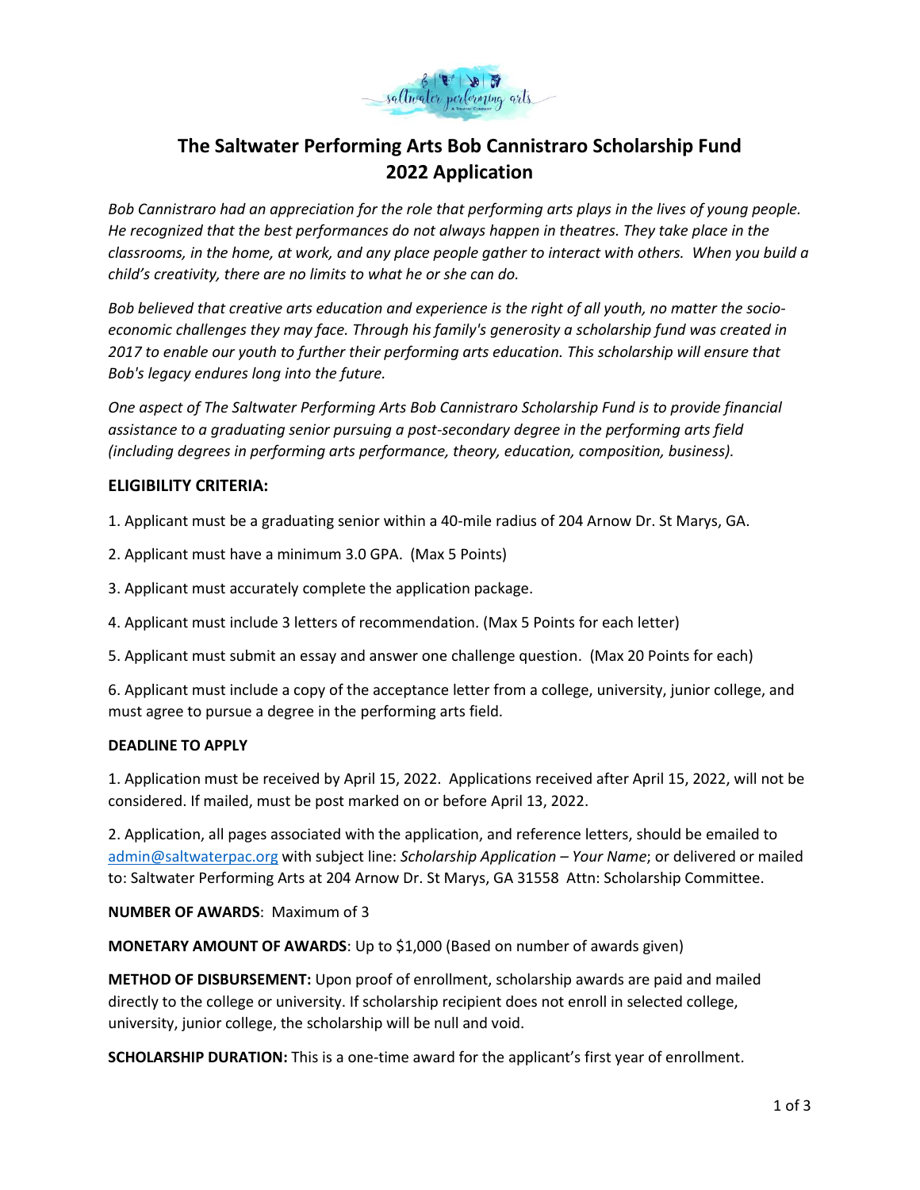# The Saltwater Performing Arts Bob Cannistraro Scholarship Fund 2022 Application

*Bob Cannistraro had an appreciation for the role that performing arts plays in the lives of young people. He recognized that the best performances do not always happen in theatres. They take place in the classrooms, in the home, at work, and any place people gather to interact with others. When you build a child's creativity, there are no limits to what he or she can do.*

*Bob believed that creative arts education and experience is the right of all youth, no matter the socio-economic challenges they may face. Through his family's generosity a scholarship fund was created in 2017 to enable our youth to further their performing arts education. This scholarship will ensure that Bob's legacy endures long into the future.*

*One aspect of The Saltwater Performing Arts Bob Cannistraro Scholarship Fund is to provide financial assistance to a graduating senior pursuing a post-secondary degree in the performing arts field (including degrees in performing arts performance, theory, education, composition, business).*

### ELIGIBILITY CRITERIA:

1. Applicant must be a graduating senior within a 40-mile radius of 204 Arnow Dr. St Marys, GA.
2. Applicant must have a minimum 3.0 GPA. (Max 5 Points)
3. Applicant must accurately complete the application package.
4. Applicant must include 3 letters of recommendation. (Max 5 Points for each letter)
5. Applicant must submit an essay and answer one challenge question. (Max 20 Points for each)
6. Applicant must include a copy of the acceptance letter from a college, university, junior college, and must agree to pursue a degree in the performing arts field.

**DEADLINE TO APPLY**

1. Application must be received by April 15, 2022. Applications received after April 15, 2022, will not be considered. If mailed, must be post marked on or before April 13, 2022.
2. Application, all pages associated with the application, and reference letters, should be emailed to admin@saltwaterpac.org with subject line: *Scholarship Application – Your Name*; or delivered or mailed to: Saltwater Performing Arts at 204 Arnow Dr. St Marys, GA 31558 Attn: Scholarship Committee.

**NUMBER OF AWARDS**: Maximum of 3

**MONETARY AMOUNT OF AWARDS**: Up to $1,000 (Based on number of awards given)

**METHOD OF DISBURSEMENT:** Upon proof of enrollment, scholarship awards are paid and mailed directly to the college or university. If scholarship recipient does not enroll in selected college, university, junior college, the scholarship will be null and void.

**SCHOLARSHIP DURATION:** This is a one-time award for the applicant's first year of enrollment.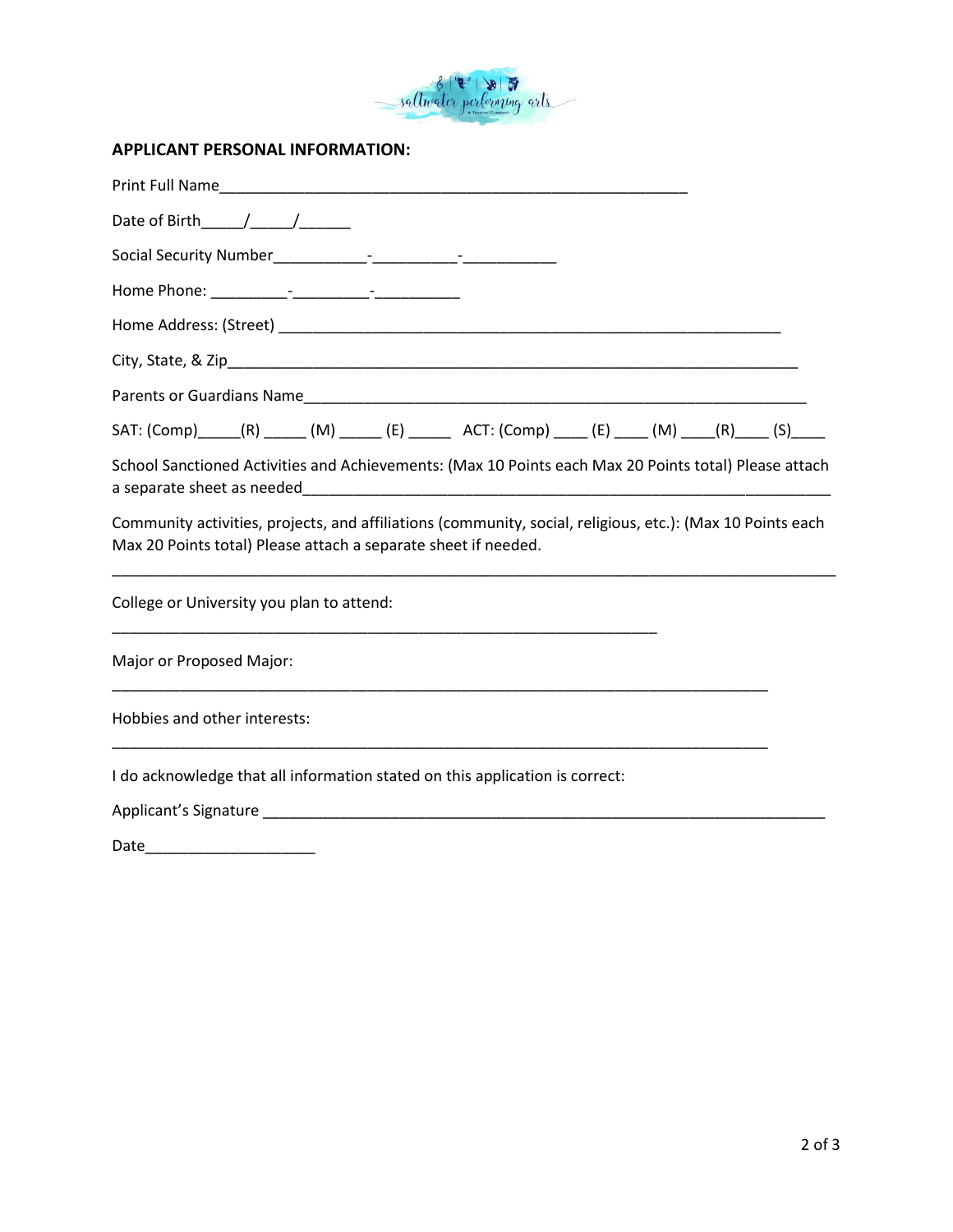**APPLICANT PERSONAL INFORMATION:**

Print Full Name_______________________________________________________

Date of Birth_____/_____/______

Social Security Number___________-__________-___________

Home Phone: _________-_________-__________

Home Address: (Street) ___________________________________________________________

City, State, & Zip_________________________________________________________________

Parents or Guardians Name__________________________________________________________

SAT: (Comp)_____(R) _____ (M) _____ (E) _____ ACT: (Comp) ____ (E) ____ (M) ____(R)____ (S)____

School Sanctioned Activities and Achievements: (Max 10 Points each Max 20 Points total) Please attach a separate sheet as needed_________________________________________________________________

Community activities, projects, and affiliations (community, social, religious, etc.): (Max 10 Points each Max 20 Points total) Please attach a separate sheet if needed.

_________________________________________________________________________________

College or University you plan to attend:

_______________________________________________________________

Major or Proposed Major:

____________________________________________________________________________

Hobbies and other interests:

____________________________________________________________________________

I do acknowledge that all information stated on this application is correct:

Applicant's Signature _________________________________________________________________

Date____________________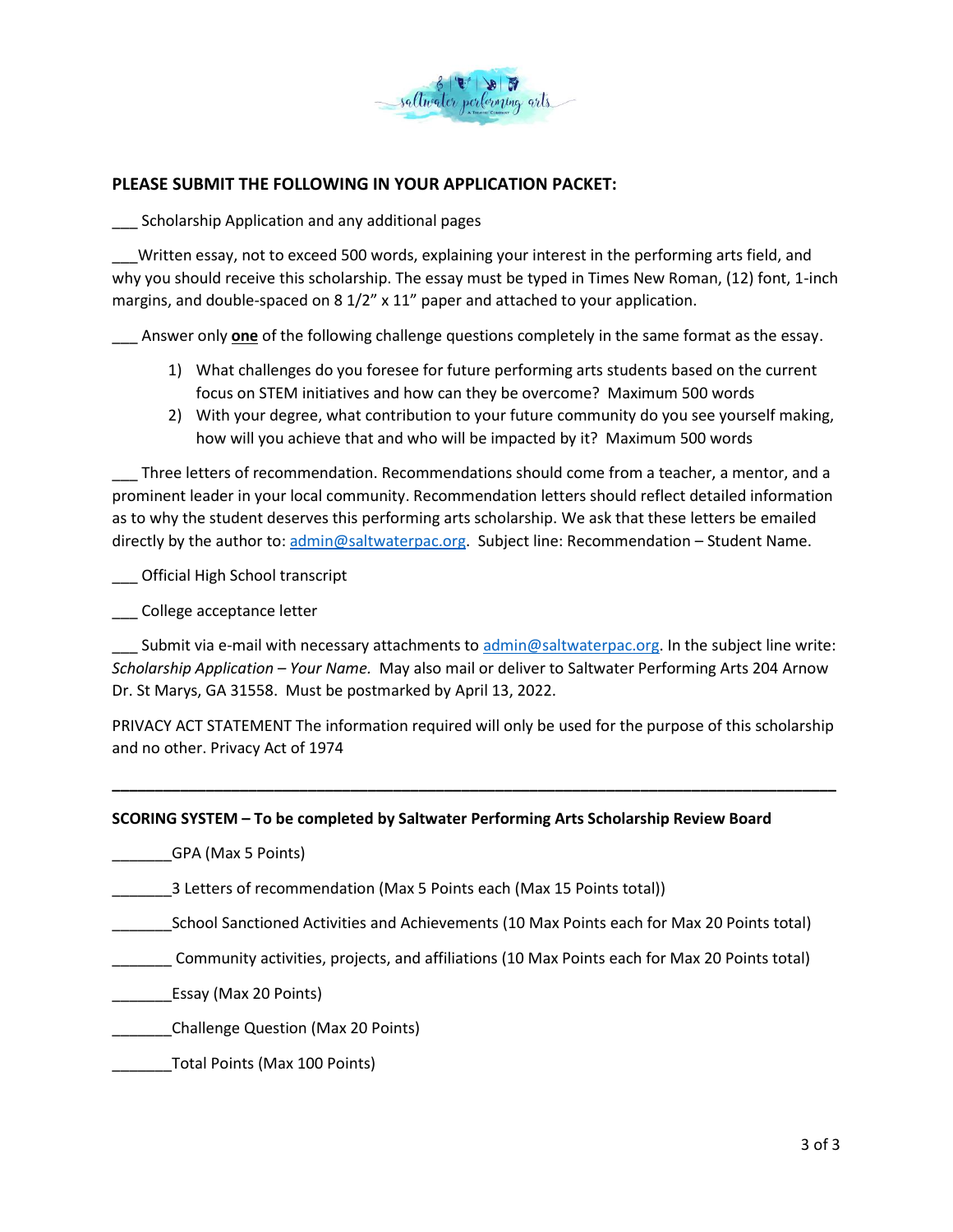**PLEASE SUBMIT THE FOLLOWING IN YOUR APPLICATION PACKET:**

___ Scholarship Application and any additional pages

___Written essay, not to exceed 500 words, explaining your interest in the performing arts field, and why you should receive this scholarship. The essay must be typed in Times New Roman, (12) font, 1-inch margins, and double-spaced on 8 1/2" x 11" paper and attached to your application.

___ Answer only **one** of the following challenge questions completely in the same format as the essay.

1) What challenges do you foresee for future performing arts students based on the current focus on STEM initiatives and how can they be overcome? Maximum 500 words
2) With your degree, what contribution to your future community do you see yourself making, how will you achieve that and who will be impacted by it? Maximum 500 words

___ Three letters of recommendation. Recommendations should come from a teacher, a mentor, and a prominent leader in your local community. Recommendation letters should reflect detailed information as to why the student deserves this performing arts scholarship. We ask that these letters be emailed directly by the author to: admin@saltwaterpac.org. Subject line: Recommendation – Student Name.

___ Official High School transcript

___ College acceptance letter

___ Submit via e-mail with necessary attachments to admin@saltwaterpac.org. In the subject line write: *Scholarship Application – Your Name.* May also mail or deliver to Saltwater Performing Arts 204 Arnow Dr. St Marys, GA 31558. Must be postmarked by April 13, 2022.

PRIVACY ACT STATEMENT The information required will only be used for the purpose of this scholarship and no other. Privacy Act of 1974

---

**SCORING SYSTEM – To be completed by Saltwater Performing Arts Scholarship Review Board**

_______GPA (Max 5 Points)

_______3 Letters of recommendation (Max 5 Points each (Max 15 Points total))

_______School Sanctioned Activities and Achievements (10 Max Points each for Max 20 Points total)

_______ Community activities, projects, and affiliations (10 Max Points each for Max 20 Points total)

_______Essay (Max 20 Points)

_______Challenge Question (Max 20 Points)

_______Total Points (Max 100 Points)